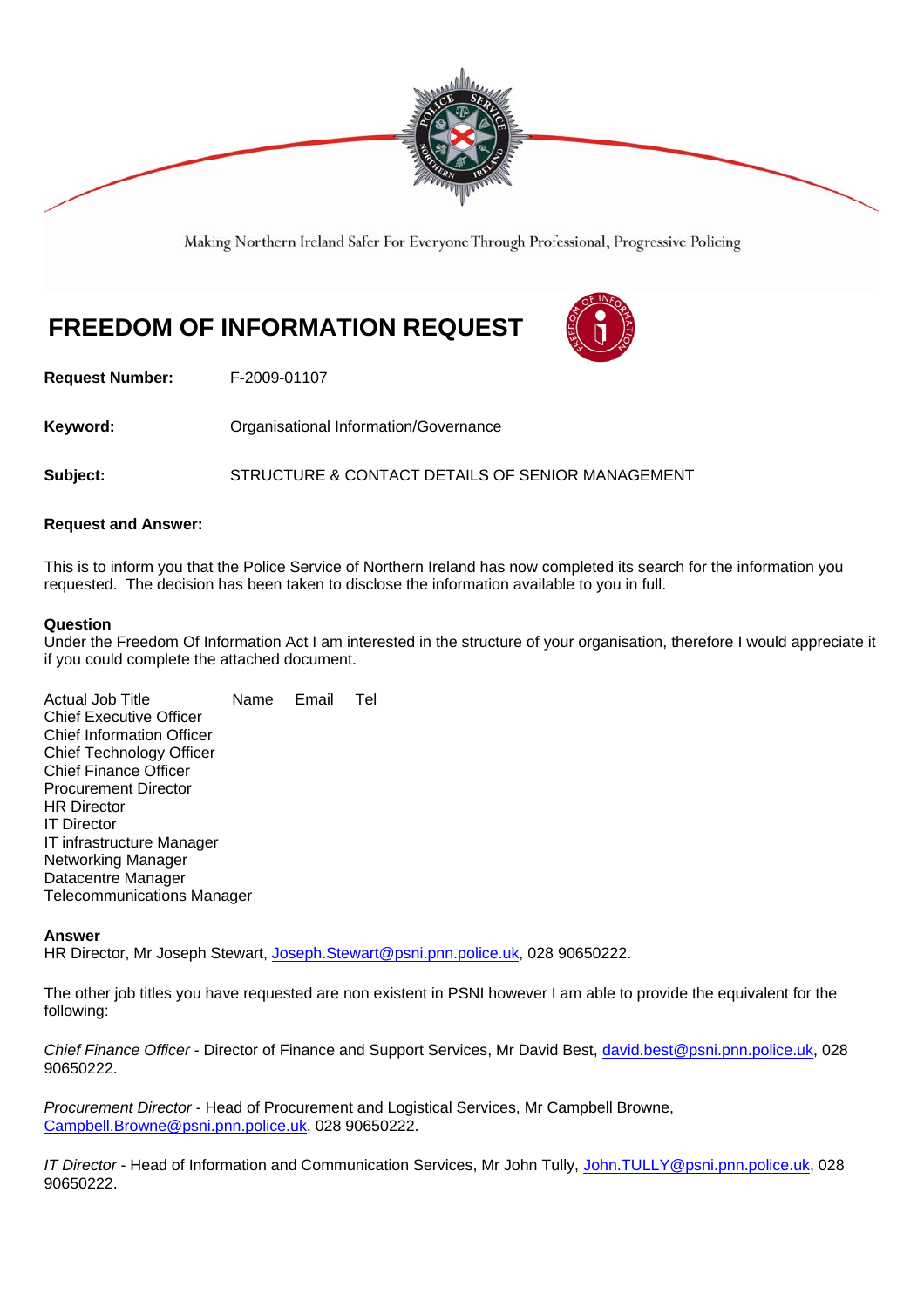Making Northern Ireland Safer For Everyone Through Professional, Progressive Policing

# FREEDOM OF INFORMATION REQUEST

**Request Number:** F-2009-01107

**Keyword:** Organisational Information/Governance

**Subject:** STRUCTURE & CONTACT DETAILS OF SENIOR MANAGEMENT

**Request and Answer:**

This is to inform you that the Police Service of Northern Ireland has now completed its search for the information you requested. The decision has been taken to disclose the information available to you in full.

**Question**
Under the Freedom Of Information Act I am interested in the structure of your organisation, therefore I would appreciate it if you could complete the attached document.

| Actual Job Title | Name | Email | Tel |
|---|---|---|---|
| Chief Executive Officer | | | |
| Chief Information Officer | | | |
| Chief Technology Officer | | | |
| Chief Finance Officer | | | |
| Procurement Director | | | |
| HR Director | | | |
| IT Director | | | |
| IT infrastructure Manager | | | |
| Networking Manager | | | |
| Datacentre Manager | | | |
| Telecommunications Manager | | | |

**Answer**
HR Director, Mr Joseph Stewart, Joseph.Stewart@psni.pnn.police.uk, 028 90650222.

The other job titles you have requested are non existent in PSNI however I am able to provide the equivalent for the following:

*Chief Finance Officer* - Director of Finance and Support Services, Mr David Best, david.best@psni.pnn.police.uk, 028 90650222.

*Procurement Director* - Head of Procurement and Logistical Services, Mr Campbell Browne, Campbell.Browne@psni.pnn.police.uk, 028 90650222.

*IT Director* - Head of Information and Communication Services, Mr John Tully, John.TULLY@psni.pnn.police.uk, 028 90650222.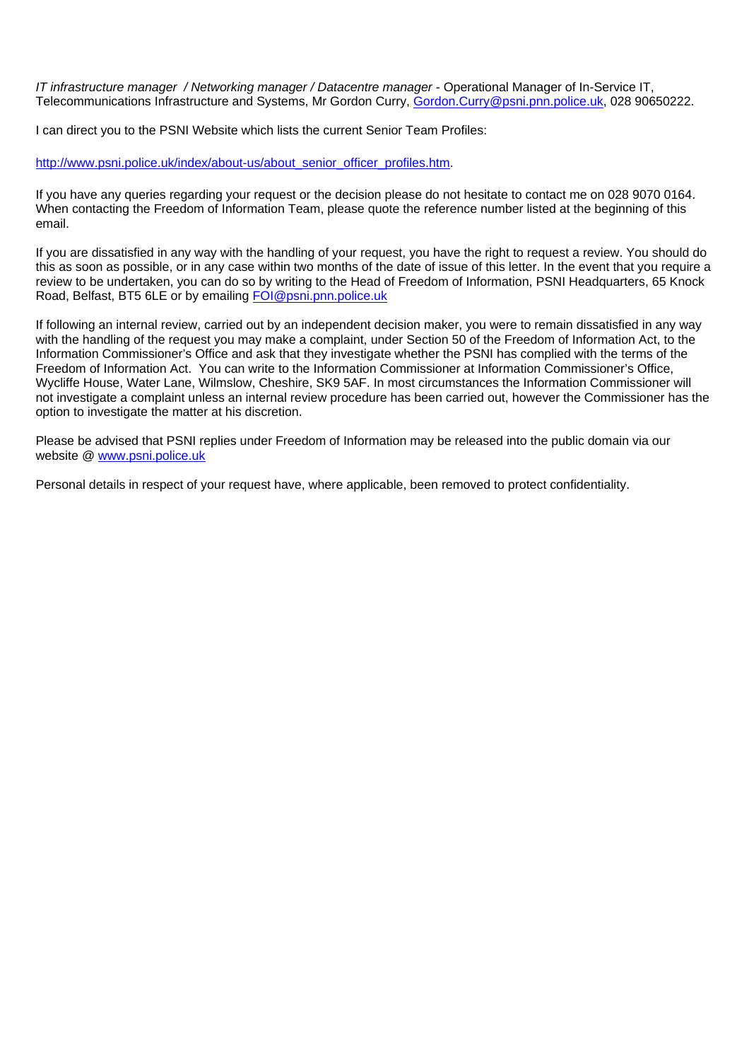*IT infrastructure manager / Networking manager / Datacentre manager* - Operational Manager of In-Service IT, Telecommunications Infrastructure and Systems, Mr Gordon Curry, Gordon.Curry@psni.pnn.police.uk, 028 90650222.

I can direct you to the PSNI Website which lists the current Senior Team Profiles:

http://www.psni.police.uk/index/about-us/about_senior_officer_profiles.htm.

If you have any queries regarding your request or the decision please do not hesitate to contact me on 028 9070 0164. When contacting the Freedom of Information Team, please quote the reference number listed at the beginning of this email.

If you are dissatisfied in any way with the handling of your request, you have the right to request a review. You should do this as soon as possible, or in any case within two months of the date of issue of this letter. In the event that you require a review to be undertaken, you can do so by writing to the Head of Freedom of Information, PSNI Headquarters, 65 Knock Road, Belfast, BT5 6LE or by emailing FOI@psni.pnn.police.uk

If following an internal review, carried out by an independent decision maker, you were to remain dissatisfied in any way with the handling of the request you may make a complaint, under Section 50 of the Freedom of Information Act, to the Information Commissioner's Office and ask that they investigate whether the PSNI has complied with the terms of the Freedom of Information Act. You can write to the Information Commissioner at Information Commissioner's Office, Wycliffe House, Water Lane, Wilmslow, Cheshire, SK9 5AF. In most circumstances the Information Commissioner will not investigate a complaint unless an internal review procedure has been carried out, however the Commissioner has the option to investigate the matter at his discretion.

Please be advised that PSNI replies under Freedom of Information may be released into the public domain via our website @ www.psni.police.uk

Personal details in respect of your request have, where applicable, been removed to protect confidentiality.